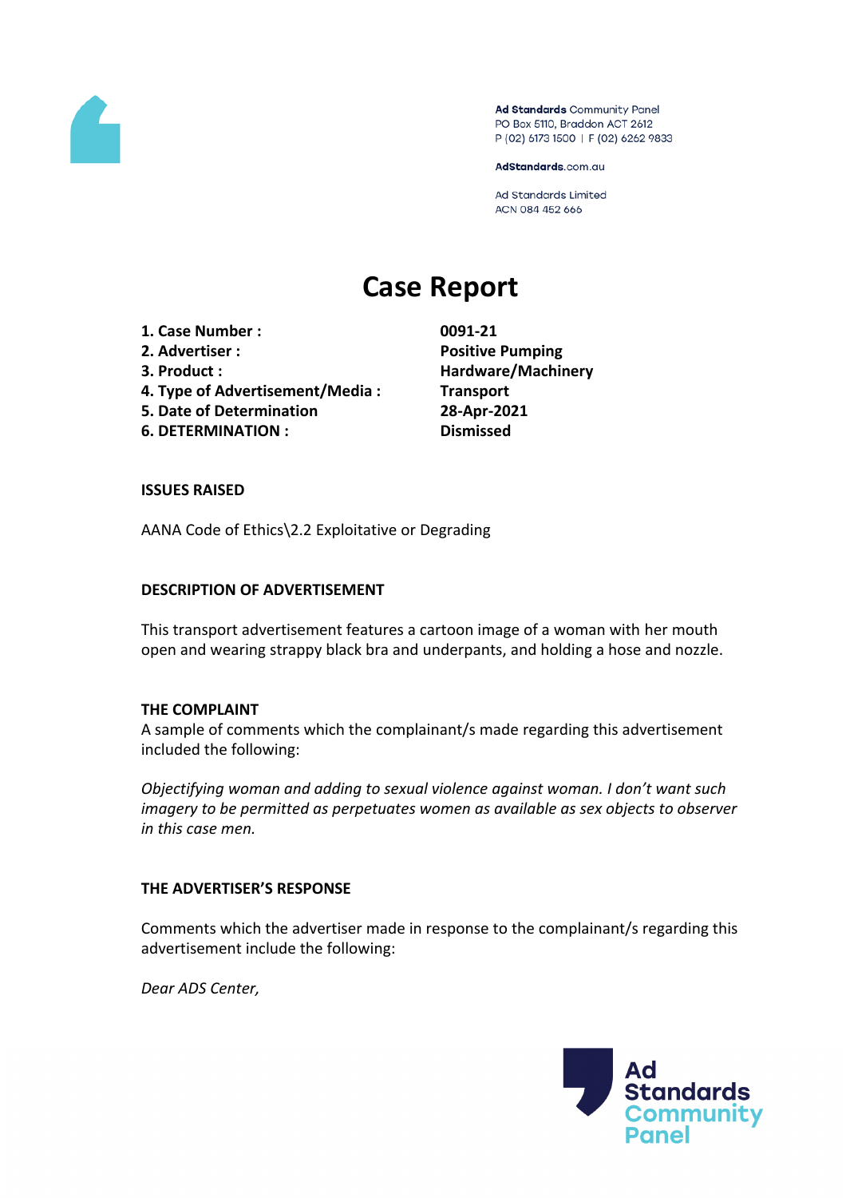Ad Standards Community Panel
PO Box 5110, Braddon ACT 2612
P (02) 6173 1500 | F (02) 6262 9833

AdStandards.com.au

Ad Standards Limited
ACN 084 452 666

# Case Report

| | |
|---|---|
| **1. Case Number :** | **0091-21** |
| **2. Advertiser :** | **Positive Pumping** |
| **3. Product :** | **Hardware/Machinery** |
| **4. Type of Advertisement/Media :** | **Transport** |
| **5. Date of Determination** | **28-Apr-2021** |
| **6. DETERMINATION :** | **Dismissed** |

**ISSUES RAISED**

AANA Code of Ethics\2.2 Exploitative or Degrading

**DESCRIPTION OF ADVERTISEMENT**

This transport advertisement features a cartoon image of a woman with her mouth open and wearing strappy black bra and underpants, and holding a hose and nozzle.

**THE COMPLAINT**

A sample of comments which the complainant/s made regarding this advertisement included the following:

*Objectifying woman and adding to sexual violence against woman. I don't want such imagery to be permitted as perpetuates women as available as sex objects to observer in this case men.*

**THE ADVERTISER'S RESPONSE**

Comments which the advertiser made in response to the complainant/s regarding this advertisement include the following:

*Dear ADS Center,*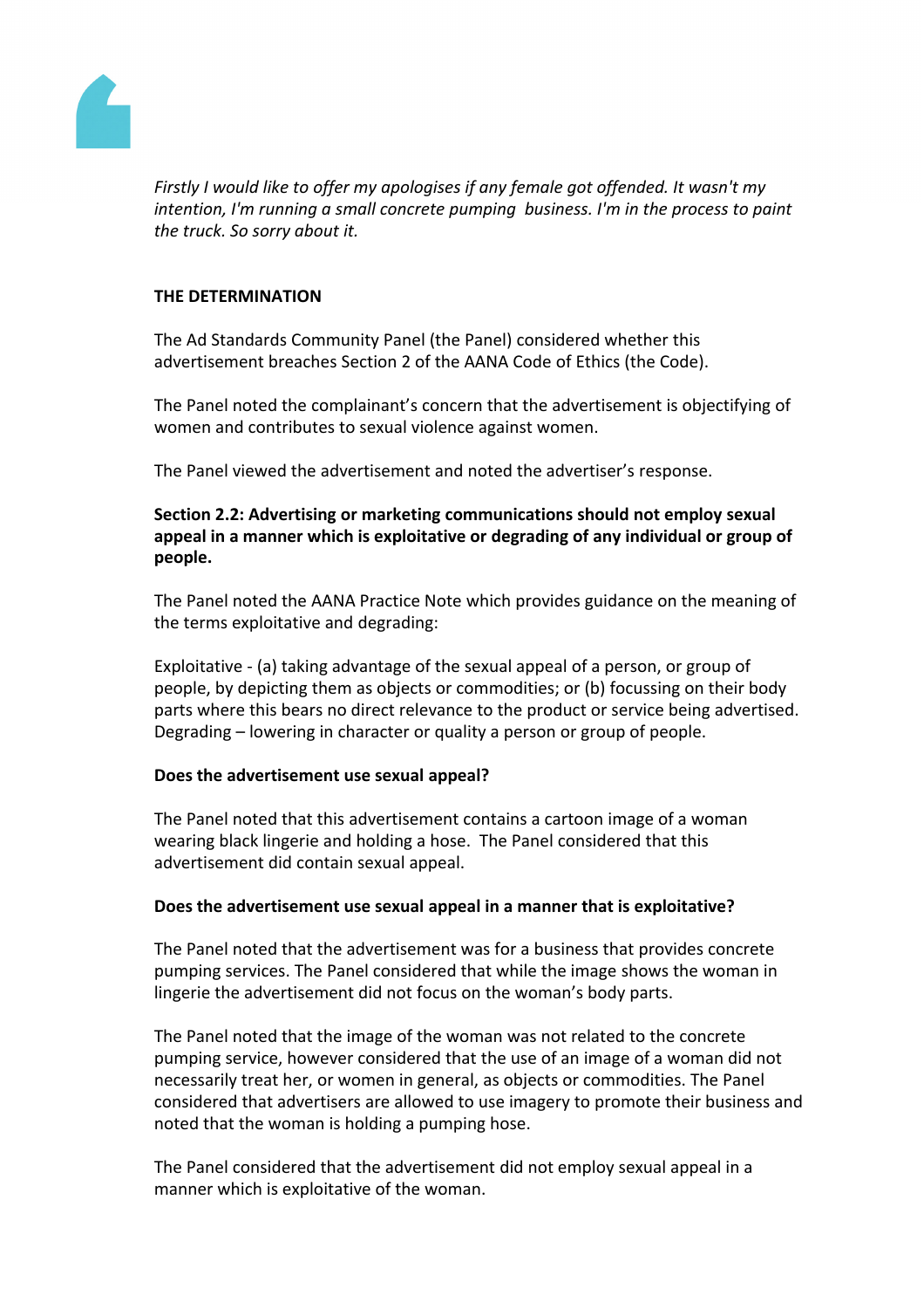*Firstly I would like to offer my apologises if any female got offended. It wasn't my intention, I'm running a small concrete pumping business. I'm in the process to paint the truck. So sorry about it.*

**THE DETERMINATION**

The Ad Standards Community Panel (the Panel) considered whether this advertisement breaches Section 2 of the AANA Code of Ethics (the Code).

The Panel noted the complainant's concern that the advertisement is objectifying of women and contributes to sexual violence against women.

The Panel viewed the advertisement and noted the advertiser's response.

**Section 2.2: Advertising or marketing communications should not employ sexual appeal in a manner which is exploitative or degrading of any individual or group of people.**

The Panel noted the AANA Practice Note which provides guidance on the meaning of the terms exploitative and degrading:

Exploitative - (a) taking advantage of the sexual appeal of a person, or group of people, by depicting them as objects or commodities; or (b) focussing on their body parts where this bears no direct relevance to the product or service being advertised.
Degrading – lowering in character or quality a person or group of people.

**Does the advertisement use sexual appeal?**

The Panel noted that this advertisement contains a cartoon image of a woman wearing black lingerie and holding a hose. The Panel considered that this advertisement did contain sexual appeal.

**Does the advertisement use sexual appeal in a manner that is exploitative?**

The Panel noted that the advertisement was for a business that provides concrete pumping services. The Panel considered that while the image shows the woman in lingerie the advertisement did not focus on the woman's body parts.

The Panel noted that the image of the woman was not related to the concrete pumping service, however considered that the use of an image of a woman did not necessarily treat her, or women in general, as objects or commodities. The Panel considered that advertisers are allowed to use imagery to promote their business and noted that the woman is holding a pumping hose.

The Panel considered that the advertisement did not employ sexual appeal in a manner which is exploitative of the woman.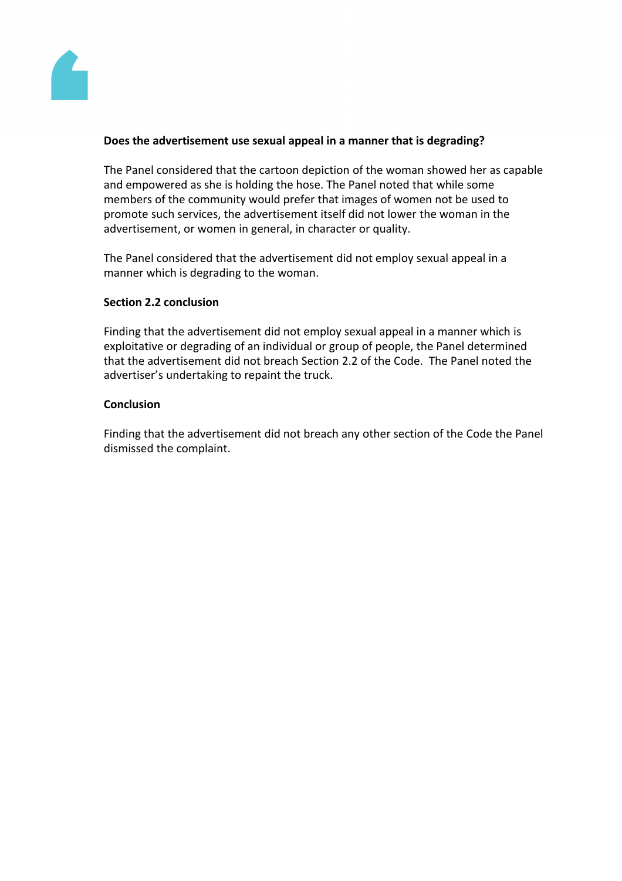**Does the advertisement use sexual appeal in a manner that is degrading?**

The Panel considered that the cartoon depiction of the woman showed her as capable and empowered as she is holding the hose. The Panel noted that while some members of the community would prefer that images of women not be used to promote such services, the advertisement itself did not lower the woman in the advertisement, or women in general, in character or quality.

The Panel considered that the advertisement did not employ sexual appeal in a manner which is degrading to the woman.

**Section 2.2 conclusion**

Finding that the advertisement did not employ sexual appeal in a manner which is exploitative or degrading of an individual or group of people, the Panel determined that the advertisement did not breach Section 2.2 of the Code. The Panel noted the advertiser's undertaking to repaint the truck.

**Conclusion**

Finding that the advertisement did not breach any other section of the Code the Panel dismissed the complaint.